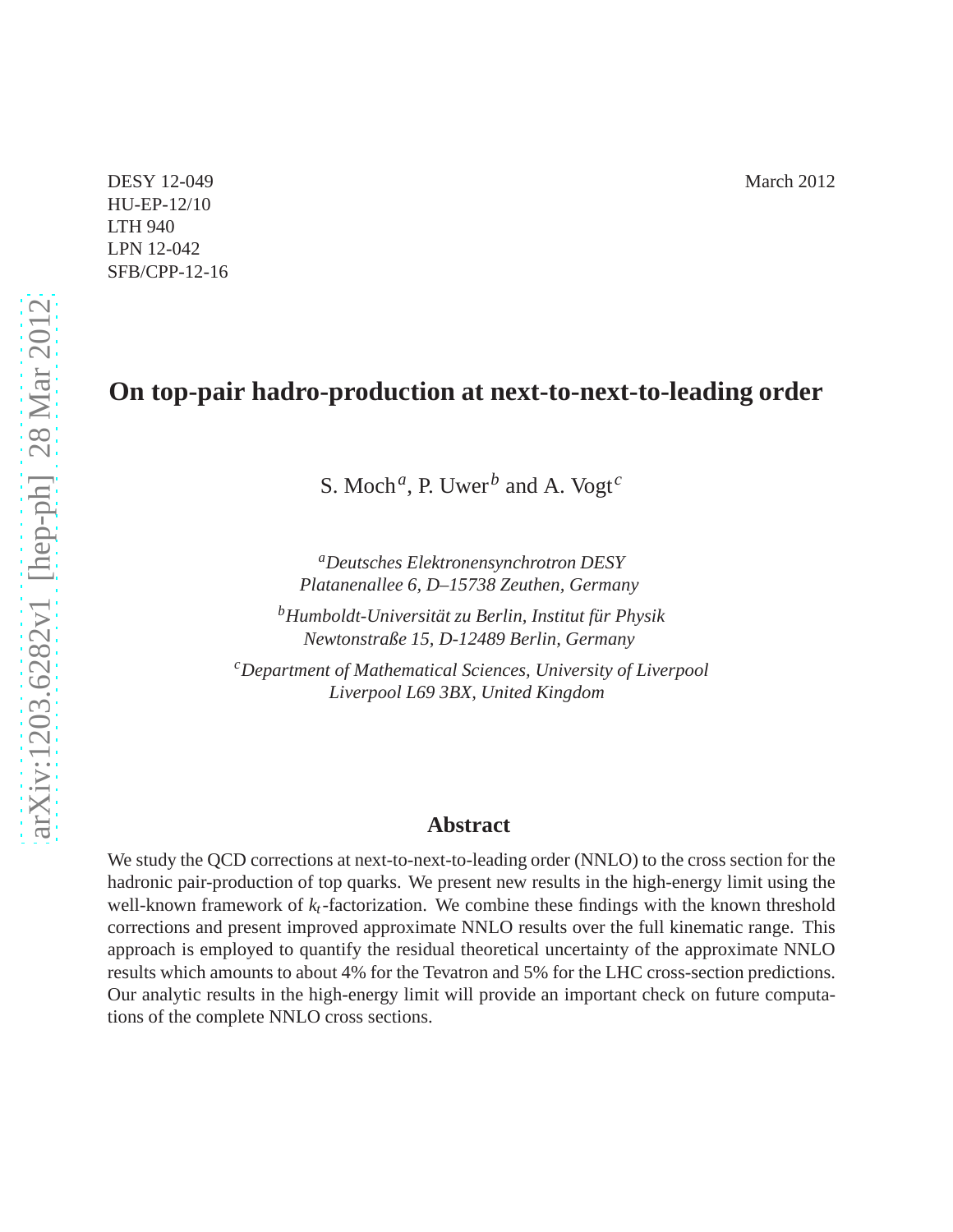DESY 12-049
HU-EP-12/10
LTH 940
LPN 12-042
SFB/CPP-12-16

March 2012

# On top-pair hadro-production at next-to-next-to-leading order

S. Moch[a], P. Uwer[b] and A. Vogt[c]

[a]*Deutsches Elektronensynchrotron DESY*
*Platanenallee 6, D–15738 Zeuthen, Germany*

[b]*Humboldt-Universität zu Berlin, Institut für Physik*
*Newtonstraße 15, D-12489 Berlin, Germany*

[c]*Department of Mathematical Sciences, University of Liverpool*
*Liverpool L69 3BX, United Kingdom*

## Abstract

We study the QCD corrections at next-to-next-to-leading order (NNLO) to the cross section for the hadronic pair-production of top quarks. We present new results in the high-energy limit using the well-known framework of $k_t$-factorization. We combine these findings with the known threshold corrections and present improved approximate NNLO results over the full kinematic range. This approach is employed to quantify the residual theoretical uncertainty of the approximate NNLO results which amounts to about 4% for the Tevatron and 5% for the LHC cross-section predictions. Our analytic results in the high-energy limit will provide an important check on future computations of the complete NNLO cross sections.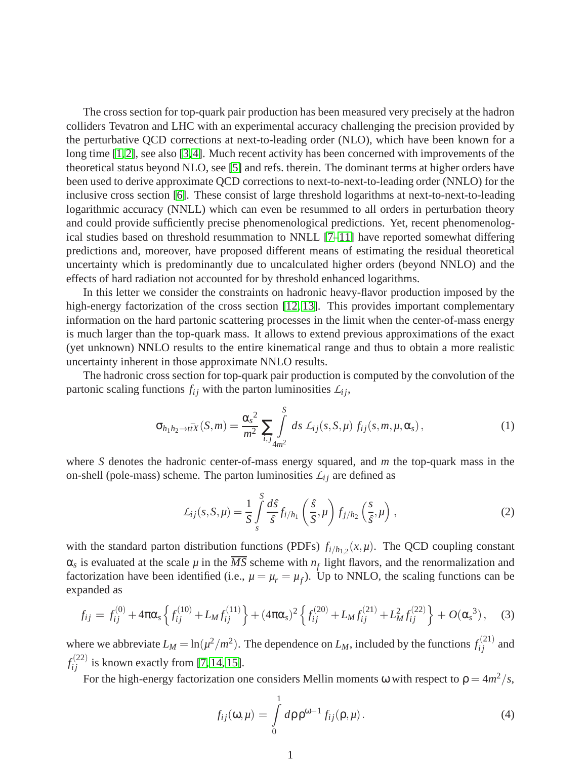The cross section for top-quark pair production has been measured very precisely at the hadron colliders Tevatron and LHC with an experimental accuracy challenging the precision provided by the perturbative QCD corrections at next-to-leading order (NLO), which have been known for a long time [1,2], see also [3,4]. Much recent activity has been concerned with improvements of the theoretical status beyond NLO, see [5] and refs. therein. The dominant terms at higher orders have been used to derive approximate QCD corrections to next-to-next-to-leading order (NNLO) for the inclusive cross section [6]. These consist of large threshold logarithms at next-to-next-to-leading logarithmic accuracy (NNLL) which can even be resummed to all orders in perturbation theory and could provide sufficiently precise phenomenological predictions. Yet, recent phenomenological studies based on threshold resummation to NNLL [7–11] have reported somewhat differing predictions and, moreover, have proposed different means of estimating the residual theoretical uncertainty which is predominantly due to uncalculated higher orders (beyond NNLO) and the effects of hard radiation not accounted for by threshold enhanced logarithms.

In this letter we consider the constraints on hadronic heavy-flavor production imposed by the high-energy factorization of the cross section [12,13]. This provides important complementary information on the hard partonic scattering processes in the limit when the center-of-mass energy is much larger than the top-quark mass. It allows to extend previous approximations of the exact (yet unknown) NNLO results to the entire kinematical range and thus to obtain a more realistic uncertainty inherent in those approximate NNLO results.

The hadronic cross section for top-quark pair production is computed by the convolution of the partonic scaling functions $f_{ij}$ with the parton luminosities $\mathcal{L}_{ij}$,

$$\sigma_{h_1 h_2 \to t\bar{t}X}(S,m) = \frac{\alpha_s{}^2}{m^2} \sum_{i,j} \int_{4m^2}^{S} ds\, \mathcal{L}_{ij}(s,S,\mu)\, f_{ij}(s,m,\mu,\alpha_s)\,, \tag{1}$$

where $S$ denotes the hadronic center-of-mass energy squared, and $m$ the top-quark mass in the on-shell (pole-mass) scheme. The parton luminosities $\mathcal{L}_{ij}$ are defined as

$$\mathcal{L}_{ij}(s,S,\mu) = \frac{1}{S} \int_{s}^{S} \frac{d\hat{s}}{\hat{s}}\, f_{i/h_1}\left(\frac{\hat{s}}{S},\mu\right) f_{j/h_2}\left(\frac{s}{\hat{s}},\mu\right)\,, \tag{2}$$

with the standard parton distribution functions (PDFs) $f_{i/h_{1,2}}(x,\mu)$. The QCD coupling constant $\alpha_s$ is evaluated at the scale $\mu$ in the $\overline{MS}$ scheme with $n_f$ light flavors, and the renormalization and factorization have been identified (i.e., $\mu = \mu_r = \mu_f$). Up to NNLO, the scaling functions can be expanded as

$$f_{ij} \,=\, f_{ij}^{(0)} + 4\pi\alpha_s \left\{ f_{ij}^{(10)} + L_M f_{ij}^{(11)} \right\} + (4\pi\alpha_s)^2 \left\{ f_{ij}^{(20)} + L_M f_{ij}^{(21)} + L_M^2 f_{ij}^{(22)} \right\} + O(\alpha_s{}^3)\,, \tag{3}$$

where we abbreviate $L_M = \ln(\mu^2/m^2)$. The dependence on $L_M$, included by the functions $f_{ij}^{(21)}$ and $f_{ij}^{(22)}$ is known exactly from [7,14,15].

For the high-energy factorization one considers Mellin moments $\omega$ with respect to $\rho = 4m^2/s$,

$$f_{ij}(\omega,\mu) \,=\, \int_0^1 d\rho\, \rho^{\omega-1}\, f_{ij}(\rho,\mu)\,. \tag{4}$$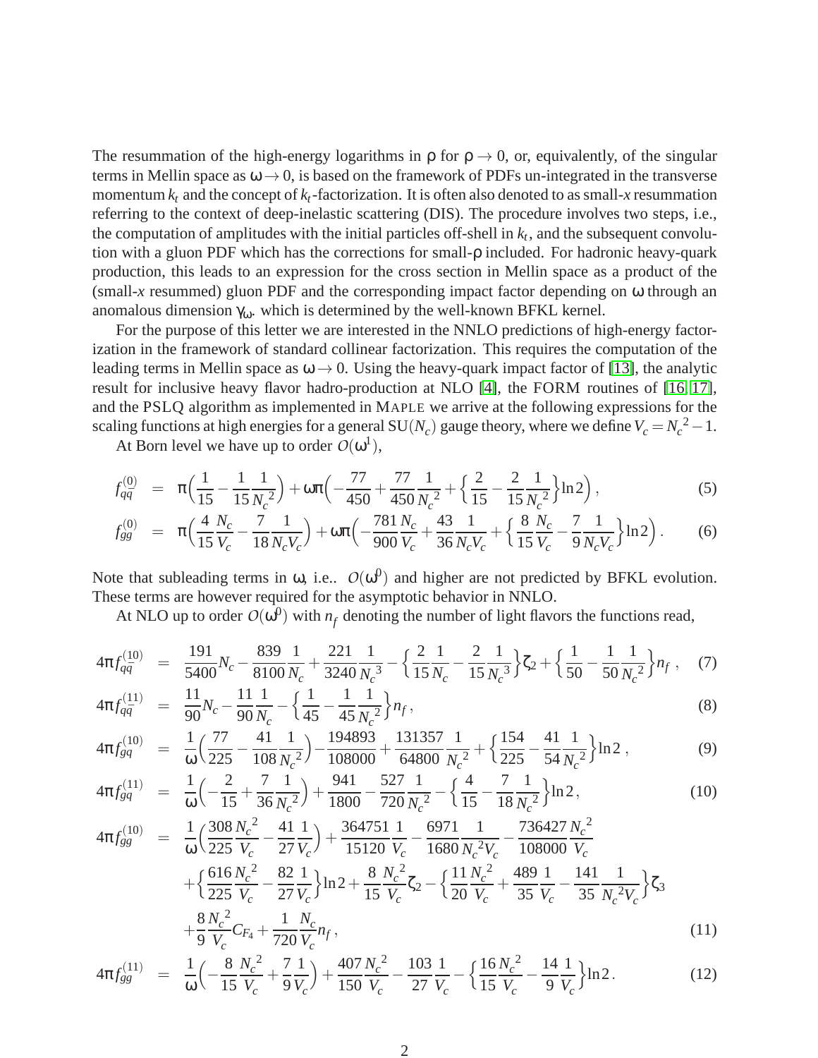The resummation of the high-energy logarithms in $\rho$ for $\rho \to 0$, or, equivalently, of the singular terms in Mellin space as $\omega \to 0$, is based on the framework of PDFs un-integrated in the transverse momentum $k_t$ and the concept of $k_t$-factorization. It is often also denoted to as small-$x$ resummation referring to the context of deep-inelastic scattering (DIS). The procedure involves two steps, i.e., the computation of amplitudes with the initial particles off-shell in $k_t$, and the subsequent convolution with a gluon PDF which has the corrections for small-$\rho$ included. For hadronic heavy-quark production, this leads to an expression for the cross section in Mellin space as a product of the (small-$x$ resummed) gluon PDF and the corresponding impact factor depending on $\omega$ through an anomalous dimension $\gamma_\omega$. which is determined by the well-known BFKL kernel.

For the purpose of this letter we are interested in the NNLO predictions of high-energy factorization in the framework of standard collinear factorization. This requires the computation of the leading terms in Mellin space as $\omega \to 0$. Using the heavy-quark impact factor of [13], the analytic result for inclusive heavy flavor hadro-production at NLO [4], the FORM routines of [16, 17], and the PSLQ algorithm as implemented in MAPLE we arrive at the following expressions for the scaling functions at high energies for a general $\mathrm{SU}(N_c)$ gauge theory, where we define $V_c = N_c{}^2 - 1$.

At Born level we have up to order $O(\omega^1)$,

$$f_{q\bar{q}}^{(0)} = \pi\Big(\frac{1}{15} - \frac{1}{15}\frac{1}{N_c{}^2}\Big) + \omega\pi\Big(-\frac{77}{450} + \frac{77}{450}\frac{1}{N_c{}^2} + \Big\{\frac{2}{15} - \frac{2}{15}\frac{1}{N_c{}^2}\Big\}\ln 2\Big)\,, \tag{5}$$

$$f_{gg}^{(0)} = \pi\Big(\frac{4}{15}\frac{N_c}{V_c} - \frac{7}{18}\frac{1}{N_c V_c}\Big) + \omega\pi\Big(-\frac{781}{900}\frac{N_c}{V_c} + \frac{43}{36}\frac{1}{N_c V_c} + \Big\{\frac{8}{15}\frac{N_c}{V_c} - \frac{7}{9}\frac{1}{N_c V_c}\Big\}\ln 2\Big)\,. \tag{6}$$

Note that subleading terms in $\omega$, i.e.. $O(\omega^0)$ and higher are not predicted by BFKL evolution. These terms are however required for the asymptotic behavior in NNLO.

At NLO up to order $O(\omega^0)$ with $n_f$ denoting the number of light flavors the functions read,

$$4\pi f_{q\bar{q}}^{(10)} = \frac{191}{5400}N_c - \frac{839}{8100}\frac{1}{N_c} + \frac{221}{3240}\frac{1}{N_c{}^3} - \Big\{\frac{2}{15}\frac{1}{N_c} - \frac{2}{15}\frac{1}{N_c{}^3}\Big\}\zeta_2 + \Big\{\frac{1}{50} - \frac{1}{50}\frac{1}{N_c{}^2}\Big\}n_f\,, \tag{7}$$

$$4\pi f_{q\bar{q}}^{(11)} = \frac{11}{90}N_c - \frac{11}{90}\frac{1}{N_c} - \Big\{\frac{1}{45} - \frac{1}{45}\frac{1}{N_c{}^2}\Big\}n_f\,, \tag{8}$$

$$4\pi f_{gq}^{(10)} = \frac{1}{\omega}\Big(\frac{77}{225} - \frac{41}{108}\frac{1}{N_c{}^2}\Big) - \frac{194893}{108000} + \frac{131357}{64800}\frac{1}{N_c{}^2} + \Big\{\frac{154}{225} - \frac{41}{54}\frac{1}{N_c{}^2}\Big\}\ln 2\,, \tag{9}$$

$$4\pi f_{gq}^{(11)} = \frac{1}{\omega}\Big(-\frac{2}{15} + \frac{7}{36}\frac{1}{N_c{}^2}\Big) + \frac{941}{1800} - \frac{527}{720}\frac{1}{N_c{}^2} - \Big\{\frac{4}{15} - \frac{7}{18}\frac{1}{N_c{}^2}\Big\}\ln 2\,, \tag{10}$$

$$\begin{aligned} 4\pi f_{gg}^{(10)} = {} & \frac{1}{\omega}\Big(\frac{308}{225}\frac{N_c{}^2}{V_c} - \frac{41}{27}\frac{1}{V_c}\Big) + \frac{364751}{15120}\frac{1}{V_c} - \frac{6971}{1680}\frac{1}{N_c{}^2 V_c} - \frac{736427}{108000}\frac{N_c{}^2}{V_c} \\ & + \Big\{\frac{616}{225}\frac{N_c{}^2}{V_c} - \frac{82}{27}\frac{1}{V_c}\Big\}\ln 2 + \frac{8}{15}\frac{N_c{}^2}{V_c}\zeta_2 - \Big\{\frac{11}{20}\frac{N_c{}^2}{V_c} + \frac{489}{35}\frac{1}{V_c} - \frac{141}{35}\frac{1}{N_c{}^2 V_c}\Big\}\zeta_3 \\ & + \frac{8}{9}\frac{N_c{}^2}{V_c}C_{F_4} + \frac{1}{720}\frac{N_c}{V_c}n_f\,, \end{aligned} \tag{11}$$

$$4\pi f_{gg}^{(11)} = \frac{1}{\omega}\Big(-\frac{8}{15}\frac{N_c{}^2}{V_c} + \frac{7}{9}\frac{1}{V_c}\Big) + \frac{407}{150}\frac{N_c{}^2}{V_c} - \frac{103}{27}\frac{1}{V_c} - \Big\{\frac{16}{15}\frac{N_c{}^2}{V_c} - \frac{14}{9}\frac{1}{V_c}\Big\}\ln 2\,. \tag{12}$$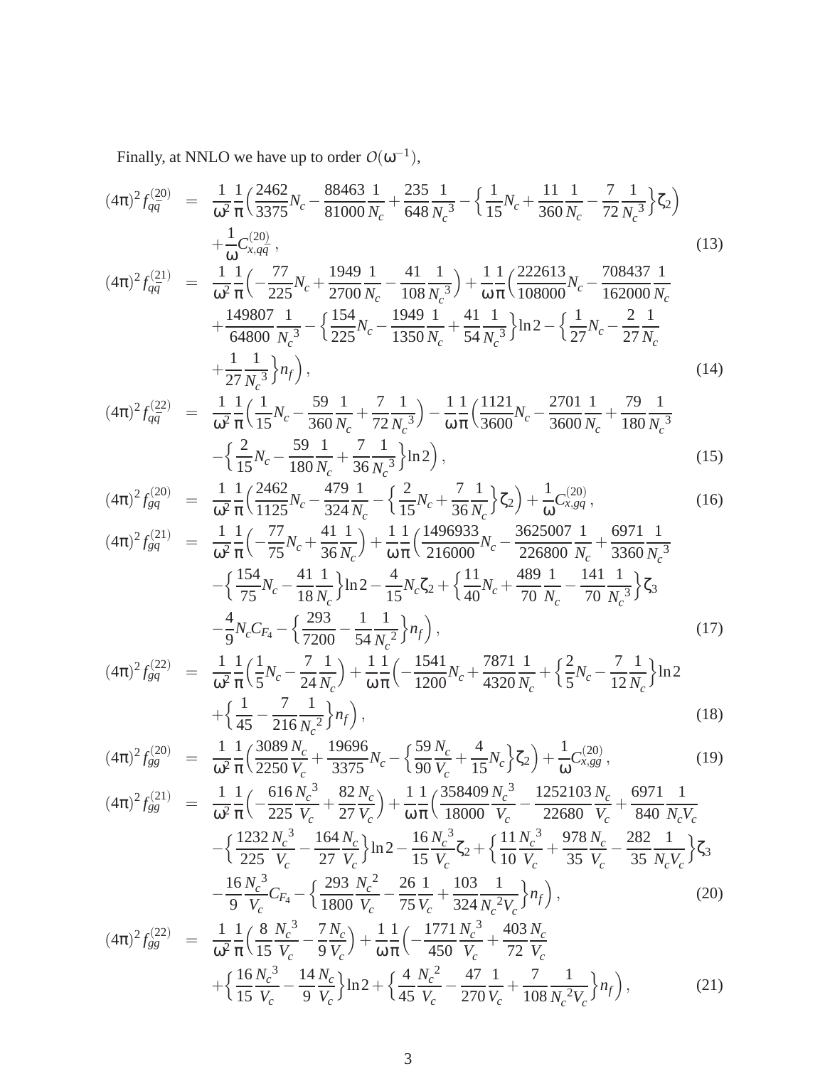Finally, at NNLO we have up to order $O(\omega^{-1})$,

$$
\begin{aligned}
(4\pi)^2 f_{q\bar{q}}^{(20)} &= \frac{1}{\omega^2}\frac{1}{\pi}\Big(\frac{2462}{3375}N_c - \frac{88463}{81000}\frac{1}{N_c} + \frac{235}{648}\frac{1}{{N_c}^3} - \Big\{\frac{1}{15}N_c + \frac{11}{360}\frac{1}{N_c} - \frac{7}{72}\frac{1}{{N_c}^3}\Big\}\zeta_2\Big) \\
&\quad + \frac{1}{\omega}C_{x,q\bar{q}}^{(20)}, \qquad (13)
\end{aligned}
$$

$$
\begin{aligned}
(4\pi)^2 f_{q\bar{q}}^{(21)} &= \frac{1}{\omega^2}\frac{1}{\pi}\Big(-\frac{77}{225}N_c + \frac{1949}{2700}\frac{1}{N_c} - \frac{41}{108}\frac{1}{{N_c}^3}\Big) + \frac{1}{\omega}\frac{1}{\pi}\Big(\frac{222613}{108000}N_c - \frac{708437}{162000}\frac{1}{N_c} \\
&\quad + \frac{149807}{64800}\frac{1}{{N_c}^3} - \Big\{\frac{154}{225}N_c - \frac{1949}{1350}\frac{1}{N_c} + \frac{41}{54}\frac{1}{{N_c}^3}\Big\}\ln 2 - \Big\{\frac{1}{27}N_c - \frac{2}{27}\frac{1}{N_c} \\
&\quad + \frac{1}{27}\frac{1}{{N_c}^3}\Big\}n_f\Big), \qquad (14)
\end{aligned}
$$

$$
\begin{aligned}
(4\pi)^2 f_{q\bar{q}}^{(22)} &= \frac{1}{\omega^2}\frac{1}{\pi}\Big(\frac{1}{15}N_c - \frac{59}{360}\frac{1}{N_c} + \frac{7}{72}\frac{1}{{N_c}^3}\Big) - \frac{1}{\omega}\frac{1}{\pi}\Big(\frac{1121}{3600}N_c - \frac{2701}{3600}\frac{1}{N_c} + \frac{79}{180}\frac{1}{{N_c}^3} \\
&\quad - \Big\{\frac{2}{15}N_c - \frac{59}{180}\frac{1}{N_c} + \frac{7}{36}\frac{1}{{N_c}^3}\Big\}\ln 2\Big), \qquad (15)
\end{aligned}
$$

$$
(4\pi)^2 f_{gq}^{(20)} = \frac{1}{\omega^2}\frac{1}{\pi}\Big(\frac{2462}{1125}N_c - \frac{479}{324}\frac{1}{N_c} - \Big\{\frac{2}{15}N_c + \frac{7}{36}\frac{1}{N_c}\Big\}\zeta_2\Big) + \frac{1}{\omega}C_{x,gq}^{(20)}, \qquad (16)
$$

$$
\begin{aligned}
(4\pi)^2 f_{gq}^{(21)} &= \frac{1}{\omega^2}\frac{1}{\pi}\Big(-\frac{77}{75}N_c + \frac{41}{36}\frac{1}{N_c}\Big) + \frac{1}{\omega}\frac{1}{\pi}\Big(\frac{1496933}{216000}N_c - \frac{3625007}{226800}\frac{1}{N_c} + \frac{6971}{3360}\frac{1}{{N_c}^3} \\
&\quad - \Big\{\frac{154}{75}N_c - \frac{41}{18}\frac{1}{N_c}\Big\}\ln 2 - \frac{4}{15}N_c\zeta_2 + \Big\{\frac{11}{40}N_c + \frac{489}{70}\frac{1}{N_c} - \frac{141}{70}\frac{1}{{N_c}^3}\Big\}\zeta_3 \\
&\quad - \frac{4}{9}N_c C_{F_4} - \Big\{\frac{293}{7200} - \frac{1}{54}\frac{1}{{N_c}^2}\Big\}n_f\Big), \qquad (17)
\end{aligned}
$$

$$
\begin{aligned}
(4\pi)^2 f_{gq}^{(22)} &= \frac{1}{\omega^2}\frac{1}{\pi}\Big(\frac{1}{5}N_c - \frac{7}{24}\frac{1}{N_c}\Big) + \frac{1}{\omega}\frac{1}{\pi}\Big(-\frac{1541}{1200}N_c + \frac{7871}{4320}\frac{1}{N_c} + \Big\{\frac{2}{5}N_c - \frac{7}{12}\frac{1}{N_c}\Big\}\ln 2 \\
&\quad + \Big\{\frac{1}{45} - \frac{7}{216}\frac{1}{{N_c}^2}\Big\}n_f\Big), \qquad (18)
\end{aligned}
$$

$$
(4\pi)^2 f_{gg}^{(20)} = \frac{1}{\omega^2}\frac{1}{\pi}\Big(\frac{3089}{2250}\frac{N_c}{V_c} + \frac{19696}{3375}N_c - \Big\{\frac{59}{90}\frac{N_c}{V_c} + \frac{4}{15}N_c\Big\}\zeta_2\Big) + \frac{1}{\omega}C_{x,gg}^{(20)}, \qquad (19)
$$

$$
\begin{aligned}
(4\pi)^2 f_{gg}^{(21)} &= \frac{1}{\omega^2}\frac{1}{\pi}\Big(-\frac{616}{225}\frac{{N_c}^3}{V_c} + \frac{82}{27}\frac{N_c}{V_c}\Big) + \frac{1}{\omega}\frac{1}{\pi}\Big(\frac{358409}{18000}\frac{{N_c}^3}{V_c} - \frac{1252103}{22680}\frac{N_c}{V_c} + \frac{6971}{840}\frac{1}{N_c V_c} \\
&\quad - \Big\{\frac{1232}{225}\frac{{N_c}^3}{V_c} - \frac{164}{27}\frac{N_c}{V_c}\Big\}\ln 2 - \frac{16}{15}\frac{{N_c}^3}{V_c}\zeta_2 + \Big\{\frac{11}{10}\frac{{N_c}^3}{V_c} + \frac{978}{35}\frac{N_c}{V_c} - \frac{282}{35}\frac{1}{N_c V_c}\Big\}\zeta_3 \\
&\quad - \frac{16}{9}\frac{{N_c}^3}{V_c}C_{F_4} - \Big\{\frac{293}{1800}\frac{{N_c}^2}{V_c} - \frac{26}{75}\frac{1}{V_c} + \frac{103}{324}\frac{1}{{N_c}^2 V_c}\Big\}n_f\Big), \qquad (20)
\end{aligned}
$$

$$
\begin{aligned}
(4\pi)^2 f_{gg}^{(22)} &= \frac{1}{\omega^2}\frac{1}{\pi}\Big(\frac{8}{15}\frac{{N_c}^3}{V_c} - \frac{7}{9}\frac{N_c}{V_c}\Big) + \frac{1}{\omega}\frac{1}{\pi}\Big(-\frac{1771}{450}\frac{{N_c}^3}{V_c} + \frac{403}{72}\frac{N_c}{V_c} \\
&\quad + \Big\{\frac{16}{15}\frac{{N_c}^3}{V_c} - \frac{14}{9}\frac{N_c}{V_c}\Big\}\ln 2 + \Big\{\frac{4}{45}\frac{{N_c}^2}{V_c} - \frac{47}{270}\frac{1}{V_c} + \frac{7}{108}\frac{1}{{N_c}^2 V_c}\Big\}n_f\Big), \qquad (21)
\end{aligned}
$$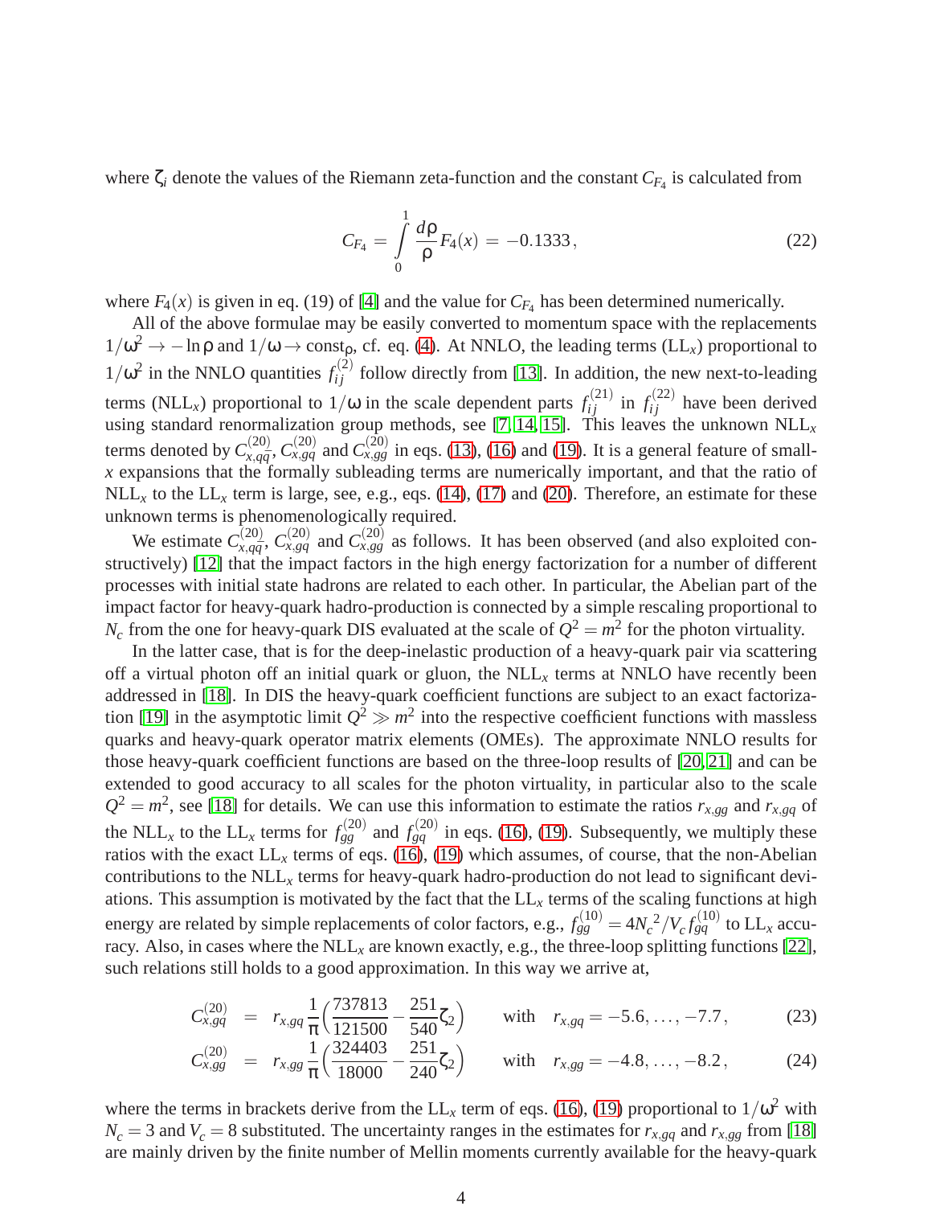where $\zeta_i$ denote the values of the Riemann zeta-function and the constant $C_{F_4}$ is calculated from

$$C_{F_4} = \int_0^1 \frac{d\rho}{\rho} F_4(x) = -0.1333\,, \tag{22}$$

where $F_4(x)$ is given in eq. (19) of [4] and the value for $C_{F_4}$ has been determined numerically.

All of the above formulae may be easily converted to momentum space with the replacements $1/\omega^2 \to -\ln\rho$ and $1/\omega \to \text{const}_\rho$, cf. eq. (4). At NNLO, the leading terms (LL$_x$) proportional to $1/\omega^2$ in the NNLO quantities $f_{ij}^{(2)}$ follow directly from [13]. In addition, the new next-to-leading terms (NLL$_x$) proportional to $1/\omega$ in the scale dependent parts $f_{ij}^{(21)}$ in $f_{ij}^{(22)}$ have been derived using standard renormalization group methods, see [7, 14, 15]. This leaves the unknown NLL$_x$ terms denoted by $C_{x,q\bar{q}}^{(20)}$, $C_{x,gq}^{(20)}$ and $C_{x,gg}^{(20)}$ in eqs. (13), (16) and (19). It is a general feature of small-$x$ expansions that the formally subleading terms are numerically important, and that the ratio of NLL$_x$ to the LL$_x$ term is large, see, e.g., eqs. (14), (17) and (20). Therefore, an estimate for these unknown terms is phenomenologically required.

We estimate $C_{x,q\bar{q}}^{(20)}$, $C_{x,gq}^{(20)}$ and $C_{x,gg}^{(20)}$ as follows. It has been observed (and also exploited constructively) [12] that the impact factors in the high energy factorization for a number of different processes with initial state hadrons are related to each other. In particular, the Abelian part of the impact factor for heavy-quark hadro-production is connected by a simple rescaling proportional to $N_c$ from the one for heavy-quark DIS evaluated at the scale of $Q^2 = m^2$ for the photon virtuality.

In the latter case, that is for the deep-inelastic production of a heavy-quark pair via scattering off a virtual photon off an initial quark or gluon, the NLL$_x$ terms at NNLO have recently been addressed in [18]. In DIS the heavy-quark coefficient functions are subject to an exact factorization [19] in the asymptotic limit $Q^2 \gg m^2$ into the respective coefficient functions with massless quarks and heavy-quark operator matrix elements (OMEs). The approximate NNLO results for those heavy-quark coefficient functions are based on the three-loop results of [20, 21] and can be extended to good accuracy to all scales for the photon virtuality, in particular also to the scale $Q^2 = m^2$, see [18] for details. We can use this information to estimate the ratios $r_{x,gg}$ and $r_{x,gq}$ of the NLL$_x$ to the LL$_x$ terms for $f_{gg}^{(20)}$ and $f_{gq}^{(20)}$ in eqs. (16), (19). Subsequently, we multiply these ratios with the exact LL$_x$ terms of eqs. (16), (19) which assumes, of course, that the non-Abelian contributions to the NLL$_x$ terms for heavy-quark hadro-production do not lead to significant deviations. This assumption is motivated by the fact that the LL$_x$ terms of the scaling functions at high energy are related by simple replacements of color factors, e.g., $f_{gg}^{(10)} = 4{N_c}^2/V_c f_{gq}^{(10)}$ to LL$_x$ accuracy. Also, in cases where the NLL$_x$ are known exactly, e.g., the three-loop splitting functions [22], such relations still holds to a good approximation. In this way we arrive at,

$$C_{x,gq}^{(20)} = r_{x,gq}\frac{1}{\pi}\left(\frac{737813}{121500} - \frac{251}{540}\zeta_2\right) \qquad \text{with} \quad r_{x,gq} = -5.6, \ldots, -7.7\,, \tag{23}$$

$$C_{x,gg}^{(20)} = r_{x,gg}\frac{1}{\pi}\left(\frac{324403}{18000} - \frac{251}{240}\zeta_2\right) \qquad \text{with} \quad r_{x,gg} = -4.8, \ldots, -8.2\,, \tag{24}$$

where the terms in brackets derive from the LL$_x$ term of eqs. (16), (19) proportional to $1/\omega^2$ with $N_c = 3$ and $V_c = 8$ substituted. The uncertainty ranges in the estimates for $r_{x,gq}$ and $r_{x,gg}$ from [18] are mainly driven by the finite number of Mellin moments currently available for the heavy-quark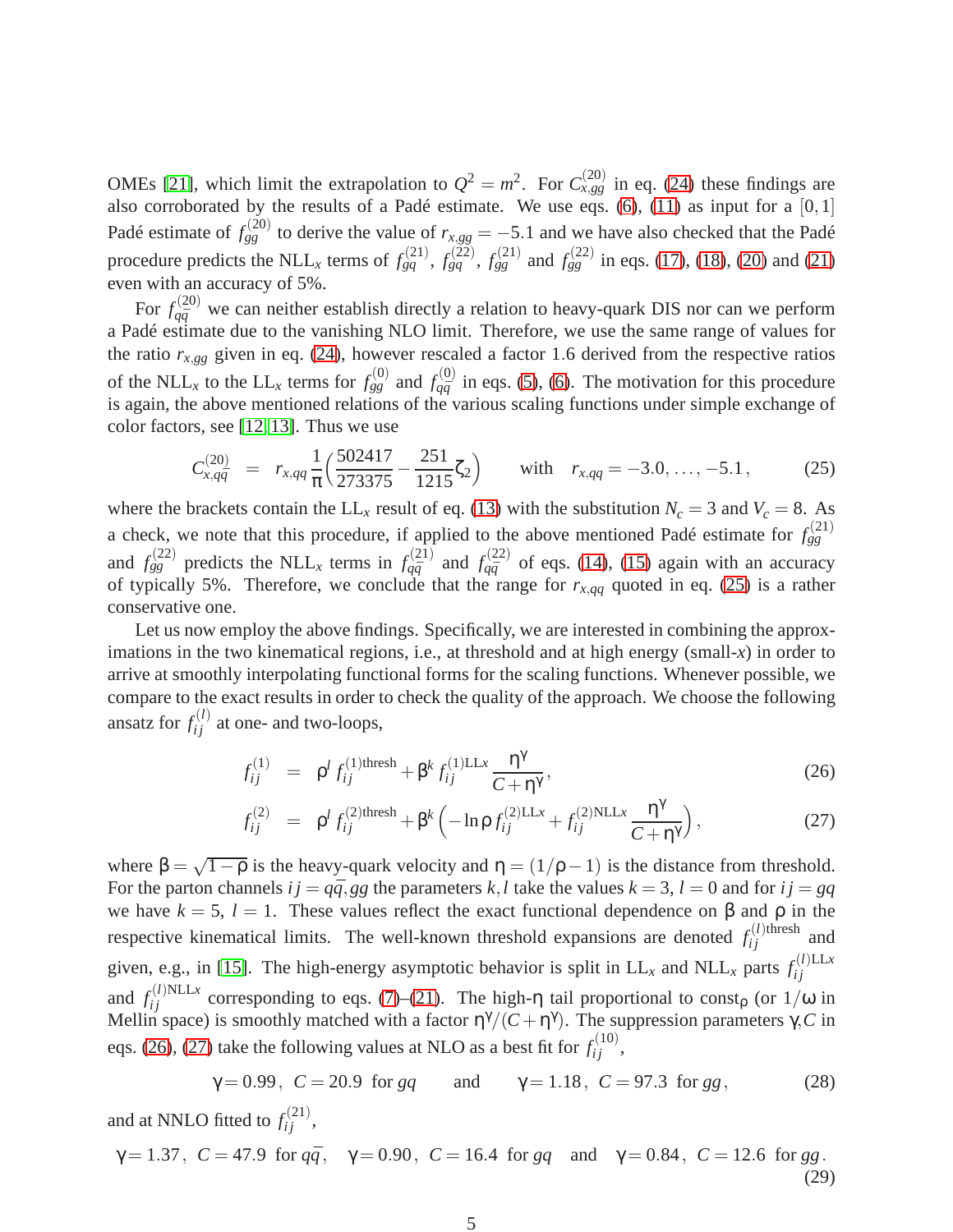OMEs [21], which limit the extrapolation to $Q^2 = m^2$. For $C^{(20)}_{x,gg}$ in eq. (24) these findings are also corroborated by the results of a Padé estimate. We use eqs. (6), (11) as input for a $[0,1]$ Padé estimate of $f^{(20)}_{gg}$ to derive the value of $r_{x,gg} = -5.1$ and we have also checked that the Padé procedure predicts the NLL$_x$ terms of $f^{(21)}_{gq}$, $f^{(22)}_{gq}$, $f^{(21)}_{gg}$ and $f^{(22)}_{gg}$ in eqs. (17), (18), (20) and (21) even with an accuracy of 5%.

For $f^{(20)}_{q\bar{q}}$ we can neither establish directly a relation to heavy-quark DIS nor can we perform a Padé estimate due to the vanishing NLO limit. Therefore, we use the same range of values for the ratio $r_{x,gg}$ given in eq. (24), however rescaled a factor 1.6 derived from the respective ratios of the NLL$_x$ to the LL$_x$ terms for $f^{(0)}_{gg}$ and $f^{(0)}_{q\bar{q}}$ in eqs. (5), (6). The motivation for this procedure is again, the above mentioned relations of the various scaling functions under simple exchange of color factors, see [12,13]. Thus we use

$$
C^{(20)}_{x,q\bar{q}} \;=\; r_{x,qq}\,\frac{1}{\pi}\Big(\frac{502417}{273375} - \frac{251}{1215}\zeta_2\Big) \qquad \text{with} \quad r_{x,qq} = -3.0, \ldots, -5.1\,, \tag{25}
$$

where the brackets contain the LL$_x$ result of eq. (13) with the substitution $N_c = 3$ and $V_c = 8$. As a check, we note that this procedure, if applied to the above mentioned Padé estimate for $f^{(21)}_{gg}$ and $f^{(22)}_{gg}$ predicts the NLL$_x$ terms in $f^{(21)}_{q\bar{q}}$ and $f^{(22)}_{q\bar{q}}$ of eqs. (14), (15) again with an accuracy of typically 5%. Therefore, we conclude that the range for $r_{x,qq}$ quoted in eq. (25) is a rather conservative one.

Let us now employ the above findings. Specifically, we are interested in combining the approximations in the two kinematical regions, i.e., at threshold and at high energy (small-$x$) in order to arrive at smoothly interpolating functional forms for the scaling functions. Whenever possible, we compare to the exact results in order to check the quality of the approach. We choose the following ansatz for $f^{(l)}_{ij}$ at one- and two-loops,

$$
f^{(1)}_{ij} \;=\; \rho^l\, f^{(1)\text{thresh}}_{ij} + \beta^k\, f^{(1)\text{LL}x}_{ij}\,\frac{\eta^\gamma}{C+\eta^\gamma}\,, \tag{26}
$$

$$
f^{(2)}_{ij} \;=\; \rho^l\, f^{(2)\text{thresh}}_{ij} + \beta^k \Big(-\ln\rho\, f^{(2)\text{LL}x}_{ij} + f^{(2)\text{NLL}x}_{ij}\,\frac{\eta^\gamma}{C+\eta^\gamma}\Big)\,, \tag{27}
$$

where $\beta = \sqrt{1-\rho}$ is the heavy-quark velocity and $\eta = (1/\rho - 1)$ is the distance from threshold. For the parton channels $ij = q\bar{q}, gg$ the parameters $k,l$ take the values $k = 3$, $l = 0$ and for $ij = gq$ we have $k = 5$, $l = 1$. These values reflect the exact functional dependence on $\beta$ and $\rho$ in the respective kinematical limits. The well-known threshold expansions are denoted $f^{(l)\text{thresh}}_{ij}$ and given, e.g., in [15]. The high-energy asymptotic behavior is split in LL$_x$ and NLL$_x$ parts $f^{(l)\text{LL}x}_{ij}$ and $f^{(l)\text{NLL}x}_{ij}$ corresponding to eqs. (7)–(21). The high-$\eta$ tail proportional to const$_\rho$ (or $1/\omega$ in Mellin space) is smoothly matched with a factor $\eta^\gamma/(C+\eta^\gamma)$. The suppression parameters $\gamma$,$C$ in eqs. (26), (27) take the following values at NLO as a best fit for $f^{(10)}_{ij}$,

$$
\gamma = 0.99\,,\;\; C = 20.9\;\; \text{for } gq \qquad \text{and} \qquad \gamma = 1.18\,,\;\; C = 97.3\;\; \text{for } gg\,, \tag{28}
$$

and at NNLO fitted to $f^{(21)}_{ij}$,

$$
\gamma = 1.37\,,\;\; C = 47.9\;\; \text{for } q\bar{q}\,, \quad \gamma = 0.90\,,\;\; C = 16.4\;\; \text{for } gq \quad \text{and} \quad \gamma = 0.84\,,\;\; C = 12.6\;\; \text{for } gg\,. \tag{29}
$$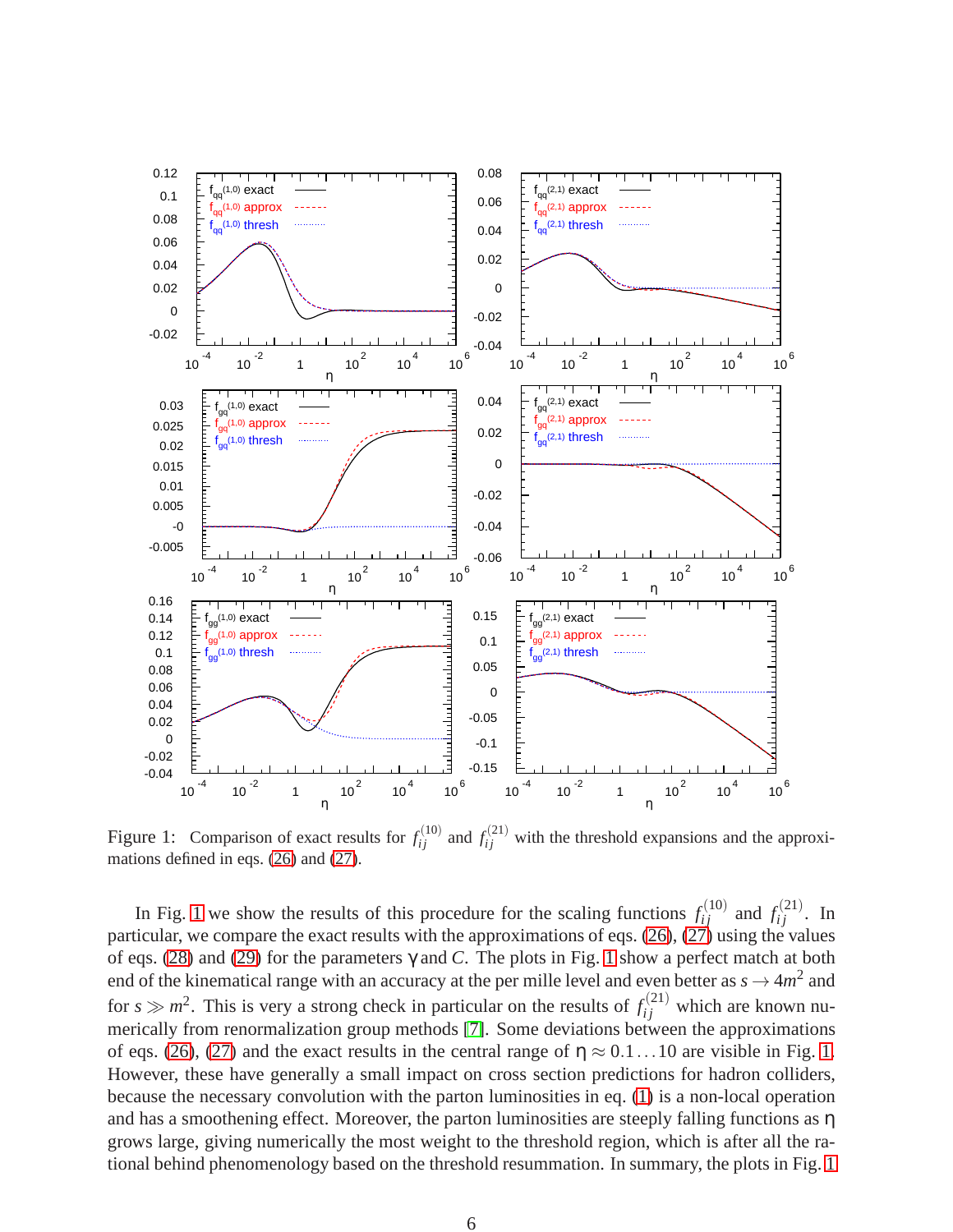Figure 1: Comparison of exact results for $f_{ij}^{(10)}$ and $f_{ij}^{(21)}$ with the threshold expansions and the approximations defined in eqs. (26) and (27).

In Fig. 1 we show the results of this procedure for the scaling functions $f_{ij}^{(10)}$ and $f_{ij}^{(21)}$. In particular, we compare the exact results with the approximations of eqs. (26), (27) using the values of eqs. (28) and (29) for the parameters $\gamma$ and $C$. The plots in Fig. 1 show a perfect match at both end of the kinematical range with an accuracy at the per mille level and even better as $s \to 4m^2$ and for $s \gg m^2$. This is very a strong check in particular on the results of $f_{ij}^{(21)}$ which are known numerically from renormalization group methods [7]. Some deviations between the approximations of eqs. (26), (27) and the exact results in the central range of $\eta \approx 0.1 \dots 10$ are visible in Fig. 1. However, these have generally a small impact on cross section predictions for hadron colliders, because the necessary convolution with the parton luminosities in eq. (1) is a non-local operation and has a smoothening effect. Moreover, the parton luminosities are steeply falling functions as $\eta$ grows large, giving numerically the most weight to the threshold region, which is after all the rational behind phenomenology based on the threshold resummation. In summary, the plots in Fig. 1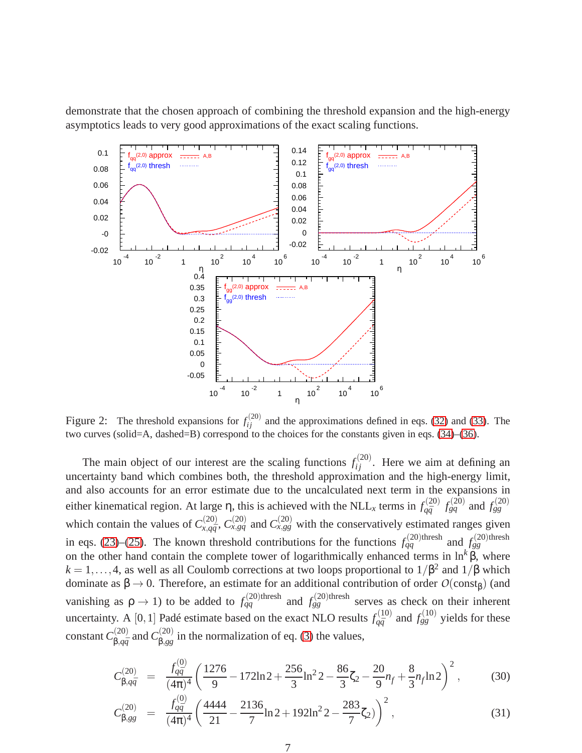demonstrate that the chosen approach of combining the threshold expansion and the high-energy asymptotics leads to very good approximations of the exact scaling functions.

Figure 2: The threshold expansions for $f_{ij}^{(20)}$ and the approximations defined in eqs. (32) and (33). The two curves (solid=A, dashed=B) correspond to the choices for the constants given in eqs. (34)–(36).

The main object of our interest are the scaling functions $f_{ij}^{(20)}$. Here we aim at defining an uncertainty band which combines both, the threshold approximation and the high-energy limit, and also accounts for an error estimate due to the uncalculated next term in the expansions in either kinematical region. At large $\eta$, this is achieved with the NLL$_x$ terms in $f_{q\bar{q}}^{(20)}$ $f_{gq}^{(20)}$ and $f_{gg}^{(20)}$ which contain the values of $C_{x,q\bar{q}}^{(20)}$, $C_{x,gq}^{(20)}$ and $C_{x,gg}^{(20)}$ with the conservatively estimated ranges given in eqs. (23)–(25). The known threshold contributions for the functions $f_{q\bar{q}}^{(20)\text{thresh}}$ and $f_{gg}^{(20)\text{thresh}}$ on the other hand contain the complete tower of logarithmically enhanced terms in $\ln^k\beta$, where $k = 1,\ldots,4$, as well as all Coulomb corrections at two loops proportional to $1/\beta^2$ and $1/\beta$ which dominate as $\beta \to 0$. Therefore, an estimate for an additional contribution of order $O(\text{const}_\beta)$ (and vanishing as $\rho \to 1$) to be added to $f_{q\bar{q}}^{(20)\text{thresh}}$ and $f_{gg}^{(20)\text{thresh}}$ serves as check on their inherent uncertainty. A $[0,1]$ Padé estimate based on the exact NLO results $f_{q\bar{q}}^{(10)}$ and $f_{gg}^{(10)}$ yields for these constant $C_{\beta,q\bar{q}}^{(20)}$ and $C_{\beta,gg}^{(20)}$ in the normalization of eq. (3) the values,

$$C_{\beta,q\bar{q}}^{(20)} = \frac{f_{q\bar{q}}^{(0)}}{(4\pi)^4}\left(\frac{1276}{9} - 172\ln 2 + \frac{256}{3}\ln^2 2 - \frac{86}{3}\zeta_2 - \frac{20}{9}n_f + \frac{8}{3}n_f\ln 2\right)^2, \tag{30}$$

$$C_{\beta,gg}^{(20)} = \frac{f_{q\bar{q}}^{(0)}}{(4\pi)^4}\left(\frac{4444}{21} - \frac{2136}{7}\ln 2 + 192\ln^2 2 - \frac{283}{7}\zeta_2)\right)^2, \tag{31}$$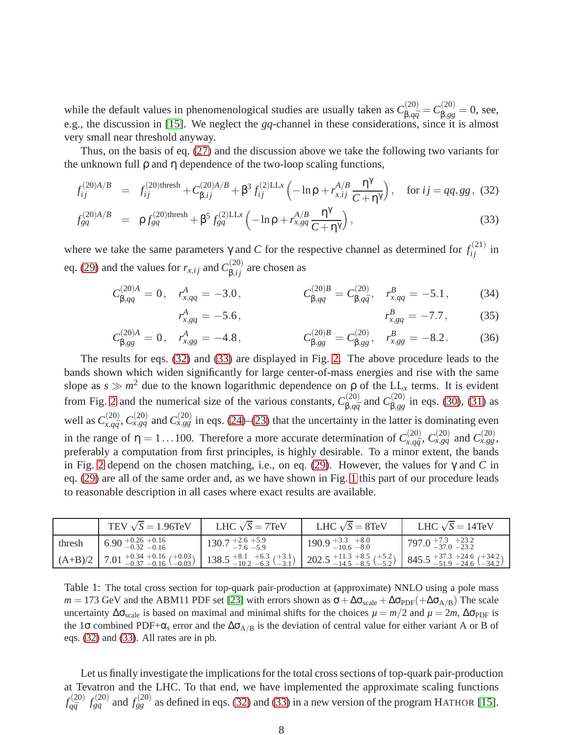while the default values in phenomenological studies are usually taken as $C^{(20)}_{\beta,q\bar{q}} = C^{(20)}_{\beta,gg} = 0$, see, e.g., the discussion in [15]. We neglect the $gq$-channel in these considerations, since it is almost very small near threshold anyway.

Thus, on the basis of eq. (27) and the discussion above we take the following two variants for the unknown full $\rho$ and $\eta$ dependence of the two-loop scaling functions,

$$
f^{(20)A/B}_{ij} = f^{(20)\text{thresh}}_{ij} + C^{(20)A/B}_{\beta,ij} + \beta^3 f^{(2)\text{LL}x}_{ij} \left( -\ln\rho + r^{A/B}_{x,ij} \frac{\eta^\gamma}{C+\eta^\gamma} \right), \quad \text{for } ij = qq, gg\,, \tag{32}
$$

$$
f^{(20)A/B}_{gq} = \rho\, f^{(20)\text{thresh}}_{gq} + \beta^5 f^{(2)\text{LL}x}_{gq} \left( -\ln\rho + r^{A/B}_{x,gq} \frac{\eta^\gamma}{C+\eta^\gamma} \right), \tag{33}
$$

where we take the same parameters $\gamma$ and $C$ for the respective channel as determined for $f^{(21)}_{ij}$ in eq. (29) and the values for $r_{x,ij}$ and $C^{(20)}_{\beta,ij}$ are chosen as

$$
C^{(20)A}_{\beta,qq} = 0\,, \quad r^A_{x,qq} = -3.0\,, \qquad C^{(20)B}_{\beta,qq} = C^{(20)}_{\beta,q\bar{q}}\,, \quad r^B_{x,qq} = -5.1\,, \tag{34}
$$

$$
r^A_{x,gq} = -5.6\,, \qquad r^B_{x,gq} = -7.7\,, \tag{35}
$$

$$
C^{(20)A}_{\beta,gg} = 0\,, \quad r^A_{x,gg} = -4.8\,, \qquad C^{(20)B}_{\beta,gg} = C^{(20)}_{\beta,gg}\,, \quad r^B_{x,gg} = -8.2\,. \tag{36}
$$

The results for eqs. (32) and (33) are displayed in Fig. 2. The above procedure leads to the bands shown which widen significantly for large center-of-mass energies and rise with the same slope as $s \gg m^2$ due to the known logarithmic dependence on $\rho$ of the LL$_x$ terms. It is evident from Fig. 2 and the numerical size of the various constants, $C^{(20)}_{\beta,q\bar{q}}$ and $C^{(20)}_{\beta,gg}$ in eqs. (30), (31) as well as $C^{(20)}_{x,q\bar{q}}$, $C^{(20)}_{x,gq}$ and $C^{(20)}_{x,gg}$ in eqs. (24)–(23) that the uncertainty in the latter is dominating even in the range of $\eta = 1\ldots100$. Therefore a more accurate determination of $C^{(20)}_{x,q\bar{q}}$, $C^{(20)}_{x,gq}$ and $C^{(20)}_{x,gg}$, preferably a computation from first principles, is highly desirable. To a minor extent, the bands in Fig. 2 depend on the chosen matching, i.e., on eq. (29). However, the values for $\gamma$ and $C$ in eq. (29) are all of the same order and, as we have shown in Fig. 1 this part of our procedure leads to reasonable description in all cases where exact results are available.

| | TEV $\sqrt{S} = 1.96$TeV | LHC $\sqrt{S} = 7$TeV | LHC $\sqrt{S} = 8$TeV | LHC $\sqrt{S} = 14$TeV |
|---|---|---|---|---|
| thresh | $6.90\,^{+0.26}_{-0.32}\,^{+0.16}_{-0.16}$ | $130.7\,^{+2.6}_{-7.6}\,^{+5.9}_{-5.9}$ | $190.9\,^{+3.3}_{-10.6}\,^{+8.0}_{-8.0}$ | $797.0\,^{+7.3}_{-37.0}\,^{+23.2}_{-23.2}$ |
| (A+B)/2 | $7.01\,^{+0.34}_{-0.37}\,^{+0.16}_{-0.16}\,\left(^{+0.03}_{-0.03}\right)$ | $138.5\,^{+8.1}_{-10.2}\,^{+6.3}_{-6.3}\,\left(^{+3.1}_{-3.1}\right)$ | $202.5\,^{+11.3}_{-14.5}\,^{+8.5}_{-8.5}\,\left(^{+5.2}_{-5.2}\right)$ | $845.5\,^{+37.3}_{-51.9}\,^{+24.6}_{-24.6}\,\left(^{+34.2}_{-34.2}\right)$ |

Table 1: The total cross section for top-quark pair-production at (approximate) NNLO using a pole mass $m = 173$ GeV and the ABM11 PDF set [23] with errors shown as $\sigma + \Delta\sigma_{\text{scale}} + \Delta\sigma_{\text{PDF}} (+\Delta\sigma_{\text{A/B}})$ The scale uncertainty $\Delta\sigma_{\text{scale}}$ is based on maximal and minimal shifts for the choices $\mu = m/2$ and $\mu = 2m$, $\Delta\sigma_{\text{PDF}}$ is the $1\sigma$ combined PDF+$\alpha_s$ error and the $\Delta\sigma_{\text{A/B}}$ is the deviation of central value for either variant A or B of eqs. (32) and (33). All rates are in pb.

Let us finally investigate the implications for the total cross sections of top-quark pair-production at Tevatron and the LHC. To that end, we have implemented the approximate scaling functions $f^{(20)}_{q\bar{q}}$ $f^{(20)}_{gq}$ and $f^{(20)}_{gg}$ as defined in eqs. (32) and (33) in a new version of the program HATHOR [15].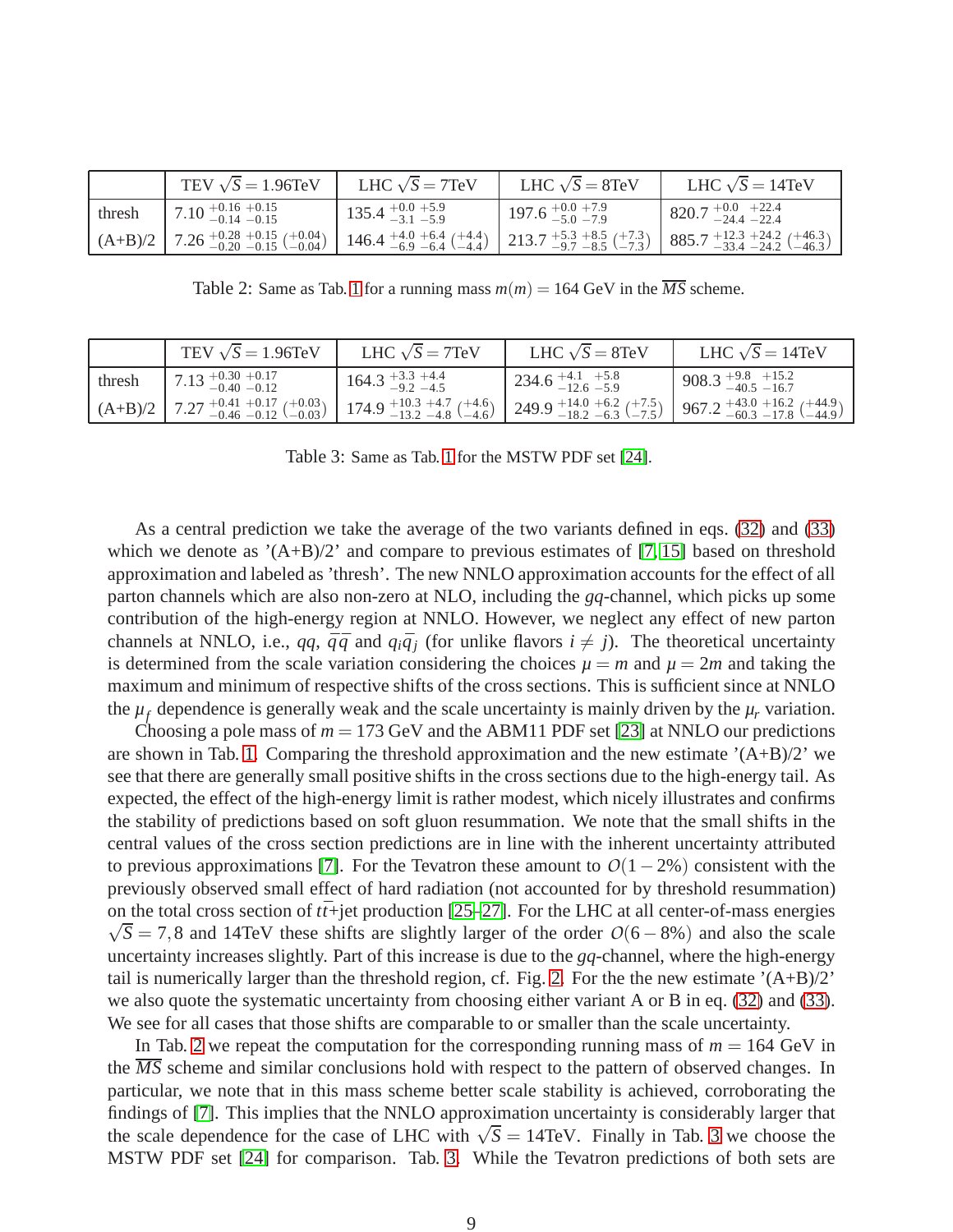|  | TEV $\sqrt{S} = 1.96$TeV | LHC $\sqrt{S} = 7$TeV | LHC $\sqrt{S} = 8$TeV | LHC $\sqrt{S} = 14$TeV |
|---|---|---|---|---|
| thresh | $7.10\ ^{+0.16}_{-0.14}\ ^{+0.15}_{-0.15}$ | $135.4\ ^{+0.0}_{-3.1}\ ^{+5.9}_{-5.9}$ | $197.6\ ^{+0.0}_{-5.0}\ ^{+7.9}_{-7.9}$ | $820.7\ ^{+0.0}_{-24.4}\ ^{+22.4}_{-22.4}$ |
| (A+B)/2 | $7.26\ ^{+0.28}_{-0.20}\ ^{+0.15}_{-0.15}\ \left(^{+0.04}_{-0.04}\right)$ | $146.4\ ^{+4.0}_{-6.9}\ ^{+6.4}_{-6.4}\ \left(^{+4.4}_{-4.4}\right)$ | $213.7\ ^{+5.3}_{-9.7}\ ^{+8.5}_{-8.5}\ \left(^{+7.3}_{-7.3}\right)$ | $885.7\ ^{+12.3}_{-33.4}\ ^{+24.2}_{-24.2}\ \left(^{+46.3}_{-46.3}\right)$ |

Table 2: Same as Tab. 1 for a running mass $m(m) = 164$ GeV in the $\overline{MS}$ scheme.

|  | TEV $\sqrt{S} = 1.96$TeV | LHC $\sqrt{S} = 7$TeV | LHC $\sqrt{S} = 8$TeV | LHC $\sqrt{S} = 14$TeV |
|---|---|---|---|---|
| thresh | $7.13\ ^{+0.30}_{-0.40}\ ^{+0.17}_{-0.12}$ | $164.3\ ^{+3.3}_{-9.2}\ ^{+4.4}_{-4.5}$ | $234.6\ ^{+4.1}_{-12.6}\ ^{+5.8}_{-5.9}$ | $908.3\ ^{+9.8}_{-40.5}\ ^{+15.2}_{-16.7}$ |
| (A+B)/2 | $7.27\ ^{+0.41}_{-0.46}\ ^{+0.17}_{-0.12}\ \left(^{+0.03}_{-0.03}\right)$ | $174.9\ ^{+10.3}_{-13.2}\ ^{+4.7}_{-4.8}\ \left(^{+4.6}_{-4.6}\right)$ | $249.9\ ^{+14.0}_{-18.2}\ ^{+6.2}_{-6.3}\ \left(^{+7.5}_{-7.5}\right)$ | $967.2\ ^{+43.0}_{-60.3}\ ^{+16.2}_{-17.8}\ \left(^{+44.9}_{-44.9}\right)$ |

Table 3: Same as Tab. 1 for the MSTW PDF set [24].

As a central prediction we take the average of the two variants defined in eqs. (32) and (33) which we denote as '(A+B)/2' and compare to previous estimates of [7, 15] based on threshold approximation and labeled as 'thresh'. The new NNLO approximation accounts for the effect of all parton channels which are also non-zero at NLO, including the $gq$-channel, which picks up some contribution of the high-energy region at NNLO. However, we neglect any effect of new parton channels at NNLO, i.e., $qq$, $\bar{q}\bar{q}$ and $q_i\bar{q}_j$ (for unlike flavors $i \neq j$). The theoretical uncertainty is determined from the scale variation considering the choices $\mu = m$ and $\mu = 2m$ and taking the maximum and minimum of respective shifts of the cross sections. This is sufficient since at NNLO the $\mu_f$ dependence is generally weak and the scale uncertainty is mainly driven by the $\mu_r$ variation.

Choosing a pole mass of $m = 173$ GeV and the ABM11 PDF set [23] at NNLO our predictions are shown in Tab. 1. Comparing the threshold approximation and the new estimate '(A+B)/2' we see that there are generally small positive shifts in the cross sections due to the high-energy tail. As expected, the effect of the high-energy limit is rather modest, which nicely illustrates and confirms the stability of predictions based on soft gluon resummation. We note that the small shifts in the central values of the cross section predictions are in line with the inherent uncertainty attributed to previous approximations [7]. For the Tevatron these amount to $O(1-2\%)$ consistent with the previously observed small effect of hard radiation (not accounted for by threshold resummation) on the total cross section of $t\bar{t}$+jet production [25–27]. For the LHC at all center-of-mass energies $\sqrt{S} = 7, 8$ and 14TeV these shifts are slightly larger of the order $O(6-8\%)$ and also the scale uncertainty increases slightly. Part of this increase is due to the $gq$-channel, where the high-energy tail is numerically larger than the threshold region, cf. Fig. 2. For the the new estimate '(A+B)/2' we also quote the systematic uncertainty from choosing either variant A or B in eq. (32) and (33). We see for all cases that those shifts are comparable to or smaller than the scale uncertainty.

In Tab. 2 we repeat the computation for the corresponding running mass of $m = 164$ GeV in the $\overline{MS}$ scheme and similar conclusions hold with respect to the pattern of observed changes. In particular, we note that in this mass scheme better scale stability is achieved, corroborating the findings of [7]. This implies that the NNLO approximation uncertainty is considerably larger that the scale dependence for the case of LHC with $\sqrt{S} = 14$TeV. Finally in Tab. 3 we choose the MSTW PDF set [24] for comparison. Tab. 3. While the Tevatron predictions of both sets are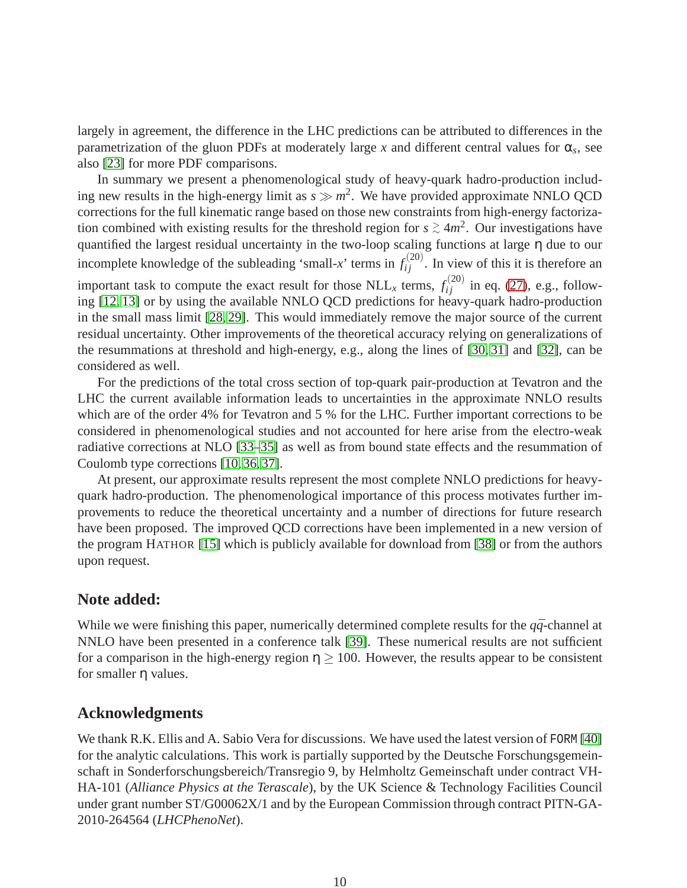largely in agreement, the difference in the LHC predictions can be attributed to differences in the parametrization of the gluon PDFs at moderately large $x$ and different central values for $\alpha_s$, see also [23] for more PDF comparisons.

In summary we present a phenomenological study of heavy-quark hadro-production including new results in the high-energy limit as $s \gg m^2$. We have provided approximate NNLO QCD corrections for the full kinematic range based on those new constraints from high-energy factorization combined with existing results for the threshold region for $s \gtrsim 4m^2$. Our investigations have quantified the largest residual uncertainty in the two-loop scaling functions at large $\eta$ due to our incomplete knowledge of the subleading 'small-$x$' terms in $f_{ij}^{(20)}$. In view of this it is therefore an important task to compute the exact result for those NLL$_x$ terms, $f_{ij}^{(20)}$ in eq. (27), e.g., following [12, 13] or by using the available NNLO QCD predictions for heavy-quark hadro-production in the small mass limit [28, 29]. This would immediately remove the major source of the current residual uncertainty. Other improvements of the theoretical accuracy relying on generalizations of the resummations at threshold and high-energy, e.g., along the lines of [30, 31] and [32], can be considered as well.

For the predictions of the total cross section of top-quark pair-production at Tevatron and the LHC the current available information leads to uncertainties in the approximate NNLO results which are of the order 4% for Tevatron and 5 % for the LHC. Further important corrections to be considered in phenomenological studies and not accounted for here arise from the electro-weak radiative corrections at NLO [33–35] as well as from bound state effects and the resummation of Coulomb type corrections [10, 36, 37].

At present, our approximate results represent the most complete NNLO predictions for heavy-quark hadro-production. The phenomenological importance of this process motivates further improvements to reduce the theoretical uncertainty and a number of directions for future research have been proposed. The improved QCD corrections have been implemented in a new version of the program HATHOR [15] which is publicly available for download from [38] or from the authors upon request.

## Note added:

While we were finishing this paper, numerically determined complete results for the $q\bar{q}$-channel at NNLO have been presented in a conference talk [39]. These numerical results are not sufficient for a comparison in the high-energy region $\eta \geq 100$. However, the results appear to be consistent for smaller $\eta$ values.

## Acknowledgments

We thank R.K. Ellis and A. Sabio Vera for discussions. We have used the latest version of FORM [40] for the analytic calculations. This work is partially supported by the Deutsche Forschungsgemeinschaft in Sonderforschungsbereich/Transregio 9, by Helmholtz Gemeinschaft under contract VH-HA-101 (*Alliance Physics at the Terascale*), by the UK Science & Technology Facilities Council under grant number ST/G00062X/1 and by the European Commission through contract PITN-GA-2010-264564 (*LHCPhenoNet*).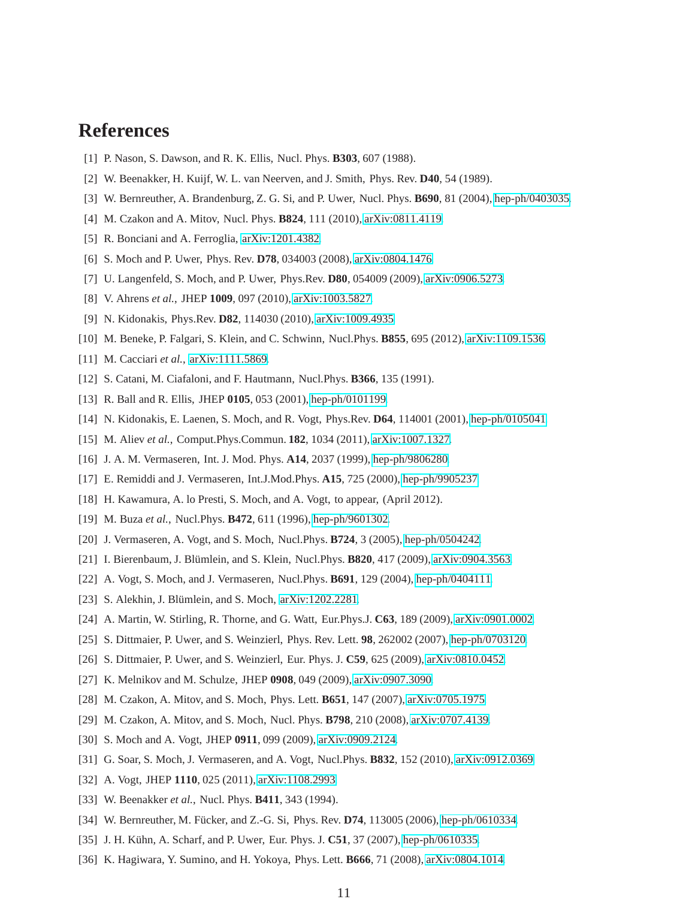# References

[1] P. Nason, S. Dawson, and R. K. Ellis, Nucl. Phys. **B303**, 607 (1988).

[2] W. Beenakker, H. Kuijf, W. L. van Neerven, and J. Smith, Phys. Rev. **D40**, 54 (1989).

[3] W. Bernreuther, A. Brandenburg, Z. G. Si, and P. Uwer, Nucl. Phys. **B690**, 81 (2004), hep-ph/0403035.

[4] M. Czakon and A. Mitov, Nucl. Phys. **B824**, 111 (2010), arXiv:0811.4119.

[5] R. Bonciani and A. Ferroglia, arXiv:1201.4382.

[6] S. Moch and P. Uwer, Phys. Rev. **D78**, 034003 (2008), arXiv:0804.1476.

[7] U. Langenfeld, S. Moch, and P. Uwer, Phys.Rev. **D80**, 054009 (2009), arXiv:0906.5273.

[8] V. Ahrens *et al.*, JHEP **1009**, 097 (2010), arXiv:1003.5827.

[9] N. Kidonakis, Phys.Rev. **D82**, 114030 (2010), arXiv:1009.4935.

[10] M. Beneke, P. Falgari, S. Klein, and C. Schwinn, Nucl.Phys. **B855**, 695 (2012), arXiv:1109.1536.

[11] M. Cacciari *et al.*, arXiv:1111.5869.

[12] S. Catani, M. Ciafaloni, and F. Hautmann, Nucl.Phys. **B366**, 135 (1991).

[13] R. Ball and R. Ellis, JHEP **0105**, 053 (2001), hep-ph/0101199.

[14] N. Kidonakis, E. Laenen, S. Moch, and R. Vogt, Phys.Rev. **D64**, 114001 (2001), hep-ph/0105041.

[15] M. Aliev *et al.*, Comput.Phys.Commun. **182**, 1034 (2011), arXiv:1007.1327.

[16] J. A. M. Vermaseren, Int. J. Mod. Phys. **A14**, 2037 (1999), hep-ph/9806280.

[17] E. Remiddi and J. Vermaseren, Int.J.Mod.Phys. **A15**, 725 (2000), hep-ph/9905237.

[18] H. Kawamura, A. lo Presti, S. Moch, and A. Vogt, to appear, (April 2012).

[19] M. Buza *et al.*, Nucl.Phys. **B472**, 611 (1996), hep-ph/9601302.

[20] J. Vermaseren, A. Vogt, and S. Moch, Nucl.Phys. **B724**, 3 (2005), hep-ph/0504242.

[21] I. Bierenbaum, J. Blümlein, and S. Klein, Nucl.Phys. **B820**, 417 (2009), arXiv:0904.3563.

[22] A. Vogt, S. Moch, and J. Vermaseren, Nucl.Phys. **B691**, 129 (2004), hep-ph/0404111.

[23] S. Alekhin, J. Blümlein, and S. Moch, arXiv:1202.2281.

[24] A. Martin, W. Stirling, R. Thorne, and G. Watt, Eur.Phys.J. **C63**, 189 (2009), arXiv:0901.0002.

[25] S. Dittmaier, P. Uwer, and S. Weinzierl, Phys. Rev. Lett. **98**, 262002 (2007), hep-ph/0703120.

[26] S. Dittmaier, P. Uwer, and S. Weinzierl, Eur. Phys. J. **C59**, 625 (2009), arXiv:0810.0452.

[27] K. Melnikov and M. Schulze, JHEP **0908**, 049 (2009), arXiv:0907.3090.

[28] M. Czakon, A. Mitov, and S. Moch, Phys. Lett. **B651**, 147 (2007), arXiv:0705.1975.

[29] M. Czakon, A. Mitov, and S. Moch, Nucl. Phys. **B798**, 210 (2008), arXiv:0707.4139.

[30] S. Moch and A. Vogt, JHEP **0911**, 099 (2009), arXiv:0909.2124.

[31] G. Soar, S. Moch, J. Vermaseren, and A. Vogt, Nucl.Phys. **B832**, 152 (2010), arXiv:0912.0369.

[32] A. Vogt, JHEP **1110**, 025 (2011), arXiv:1108.2993.

[33] W. Beenakker *et al.*, Nucl. Phys. **B411**, 343 (1994).

[34] W. Bernreuther, M. Fücker, and Z.-G. Si, Phys. Rev. **D74**, 113005 (2006), hep-ph/0610334.

[35] J. H. Kühn, A. Scharf, and P. Uwer, Eur. Phys. J. **C51**, 37 (2007), hep-ph/0610335.

[36] K. Hagiwara, Y. Sumino, and H. Yokoya, Phys. Lett. **B666**, 71 (2008), arXiv:0804.1014.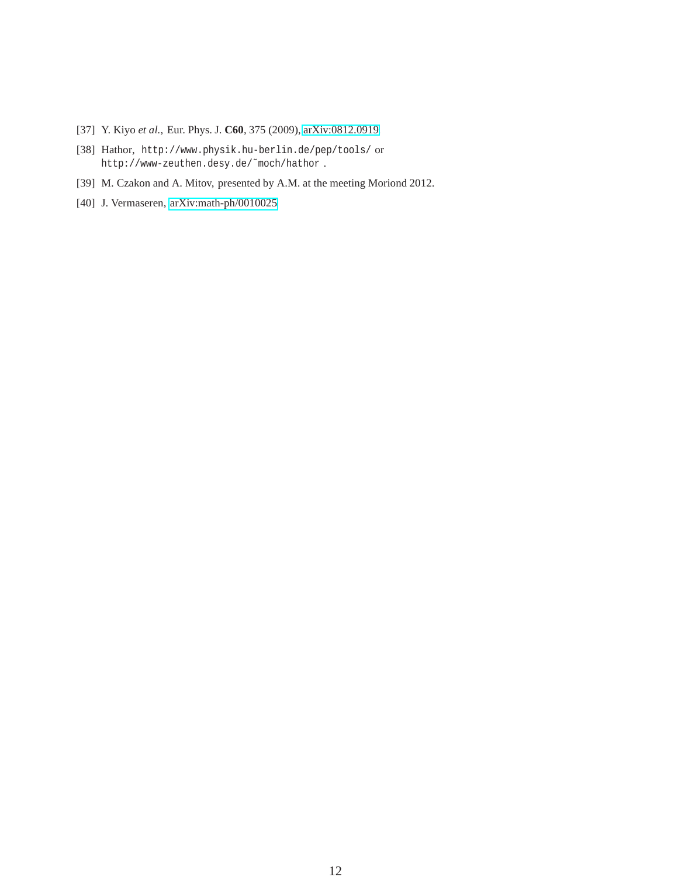[37] Y. Kiyo *et al.*, Eur. Phys. J. **C60**, 375 (2009), arXiv:0812.0919

[38] Hathor, `http://www.physik.hu-berlin.de/pep/tools/` or `http://www-zeuthen.desy.de/~moch/hathor` .

[39] M. Czakon and A. Mitov, presented by A.M. at the meeting Moriond 2012.

[40] J. Vermaseren, arXiv:math-ph/0010025